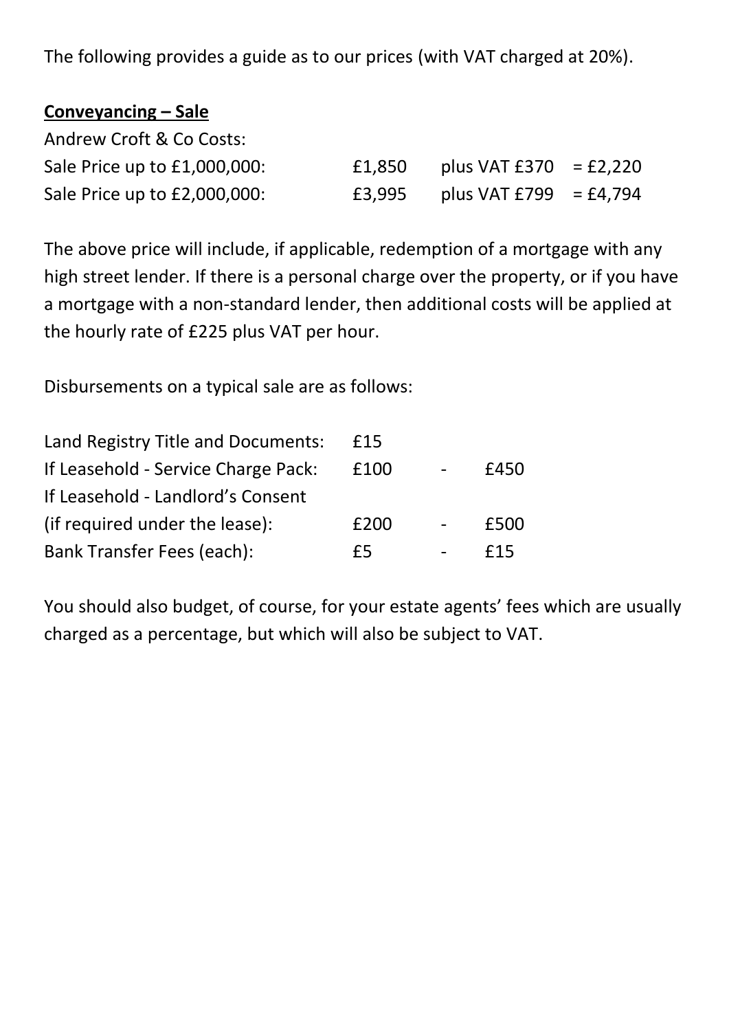The following provides a guide as to our prices (with VAT charged at 20%).

**Conveyancing – Sale**

Andrew Croft & Co Costs:

| | | | |
|---|---|---|---|
| Sale Price up to £1,000,000: | £1,850 | plus VAT £370 | = £2,220 |
| Sale Price up to £2,000,000: | £3,995 | plus VAT £799 | = £4,794 |

The above price will include, if applicable, redemption of a mortgage with any high street lender. If there is a personal charge over the property, or if you have a mortgage with a non-standard lender, then additional costs will be applied at the hourly rate of £225 plus VAT per hour.

Disbursements on a typical sale are as follows:

| | | | |
|---|---|---|---|
| Land Registry Title and Documents: | £15 | | |
| If Leasehold - Service Charge Pack: | £100 | - | £450 |
| If Leasehold - Landlord's Consent (if required under the lease): | £200 | - | £500 |
| Bank Transfer Fees (each): | £5 | - | £15 |

You should also budget, of course, for your estate agents' fees which are usually charged as a percentage, but which will also be subject to VAT.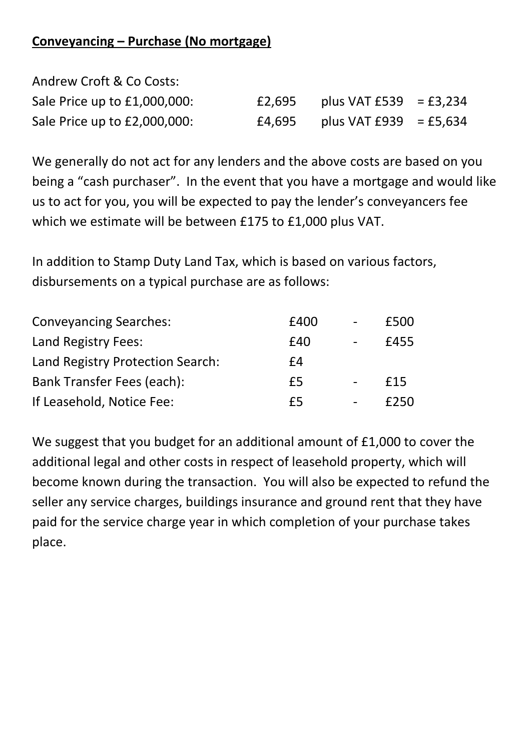**<u>Conveyancing – Purchase (No mortgage)</u>**

Andrew Croft & Co Costs:

| | | | |
|---|---|---|---|
| Sale Price up to £1,000,000: | £2,695 | plus VAT £539 | = £3,234 |
| Sale Price up to £2,000,000: | £4,695 | plus VAT £939 | = £5,634 |

We generally do not act for any lenders and the above costs are based on you being a "cash purchaser". In the event that you have a mortgage and would like us to act for you, you will be expected to pay the lender's conveyancers fee which we estimate will be between £175 to £1,000 plus VAT.

In addition to Stamp Duty Land Tax, which is based on various factors, disbursements on a typical purchase are as follows:

| | | | |
|---|---|---|---|
| Conveyancing Searches: | £400 | - | £500 |
| Land Registry Fees: | £40 | - | £455 |
| Land Registry Protection Search: | £4 | | |
| Bank Transfer Fees (each): | £5 | - | £15 |
| If Leasehold, Notice Fee: | £5 | - | £250 |

We suggest that you budget for an additional amount of £1,000 to cover the additional legal and other costs in respect of leasehold property, which will become known during the transaction. You will also be expected to refund the seller any service charges, buildings insurance and ground rent that they have paid for the service charge year in which completion of your purchase takes place.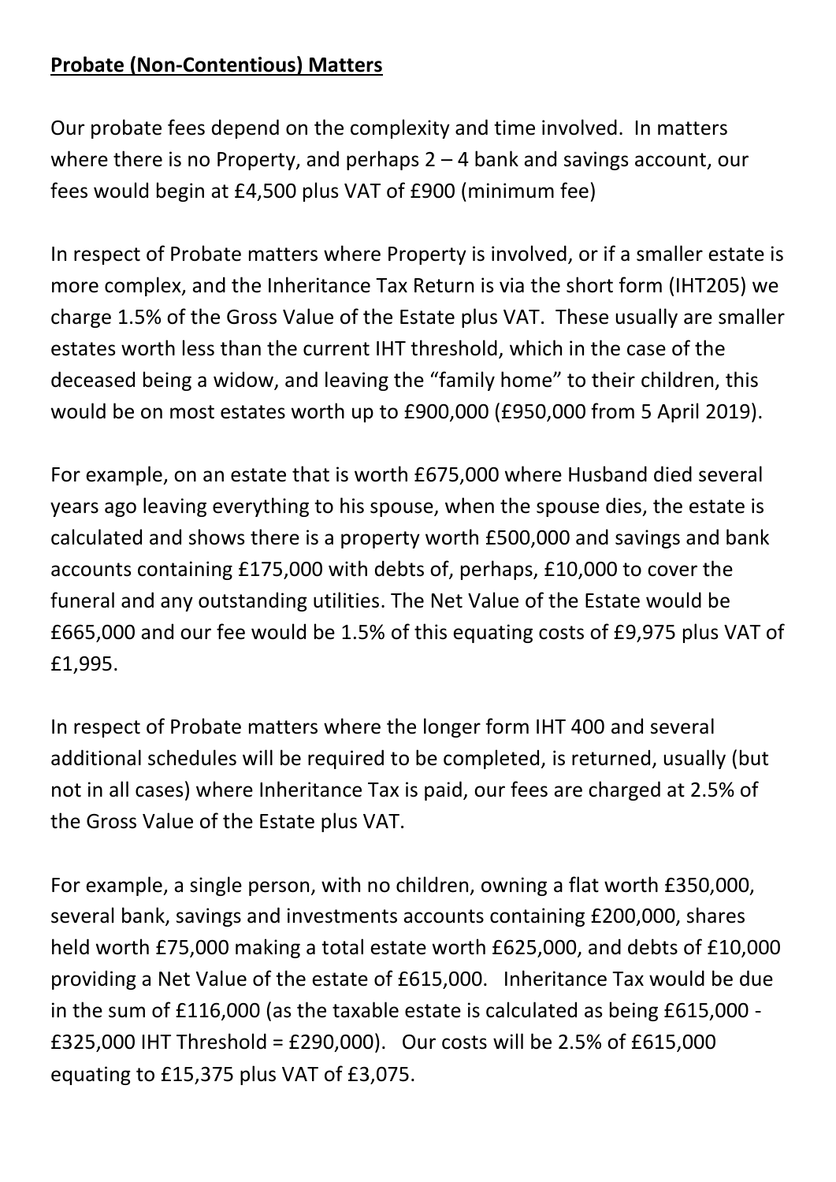**Probate (Non-Contentious) Matters**

Our probate fees depend on the complexity and time involved. In matters where there is no Property, and perhaps 2 – 4 bank and savings account, our fees would begin at £4,500 plus VAT of £900 (minimum fee)

In respect of Probate matters where Property is involved, or if a smaller estate is more complex, and the Inheritance Tax Return is via the short form (IHT205) we charge 1.5% of the Gross Value of the Estate plus VAT. These usually are smaller estates worth less than the current IHT threshold, which in the case of the deceased being a widow, and leaving the "family home" to their children, this would be on most estates worth up to £900,000 (£950,000 from 5 April 2019).

For example, on an estate that is worth £675,000 where Husband died several years ago leaving everything to his spouse, when the spouse dies, the estate is calculated and shows there is a property worth £500,000 and savings and bank accounts containing £175,000 with debts of, perhaps, £10,000 to cover the funeral and any outstanding utilities. The Net Value of the Estate would be £665,000 and our fee would be 1.5% of this equating costs of £9,975 plus VAT of £1,995.

In respect of Probate matters where the longer form IHT 400 and several additional schedules will be required to be completed, is returned, usually (but not in all cases) where Inheritance Tax is paid, our fees are charged at 2.5% of the Gross Value of the Estate plus VAT.

For example, a single person, with no children, owning a flat worth £350,000, several bank, savings and investments accounts containing £200,000, shares held worth £75,000 making a total estate worth £625,000, and debts of £10,000 providing a Net Value of the estate of £615,000. Inheritance Tax would be due in the sum of £116,000 (as the taxable estate is calculated as being £615,000 - £325,000 IHT Threshold = £290,000). Our costs will be 2.5% of £615,000 equating to £15,375 plus VAT of £3,075.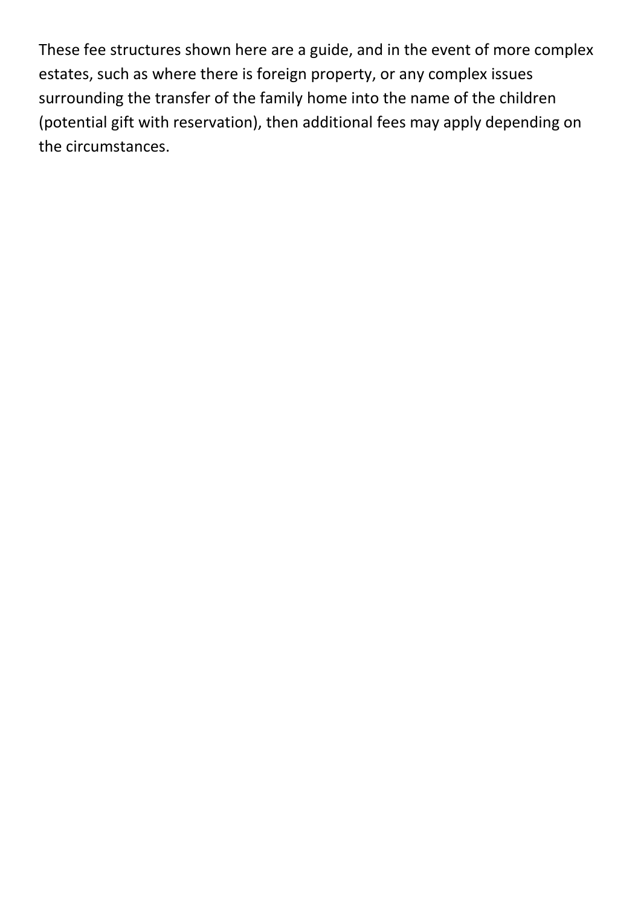These fee structures shown here are a guide, and in the event of more complex estates, such as where there is foreign property, or any complex issues surrounding the transfer of the family home into the name of the children (potential gift with reservation), then additional fees may apply depending on the circumstances.